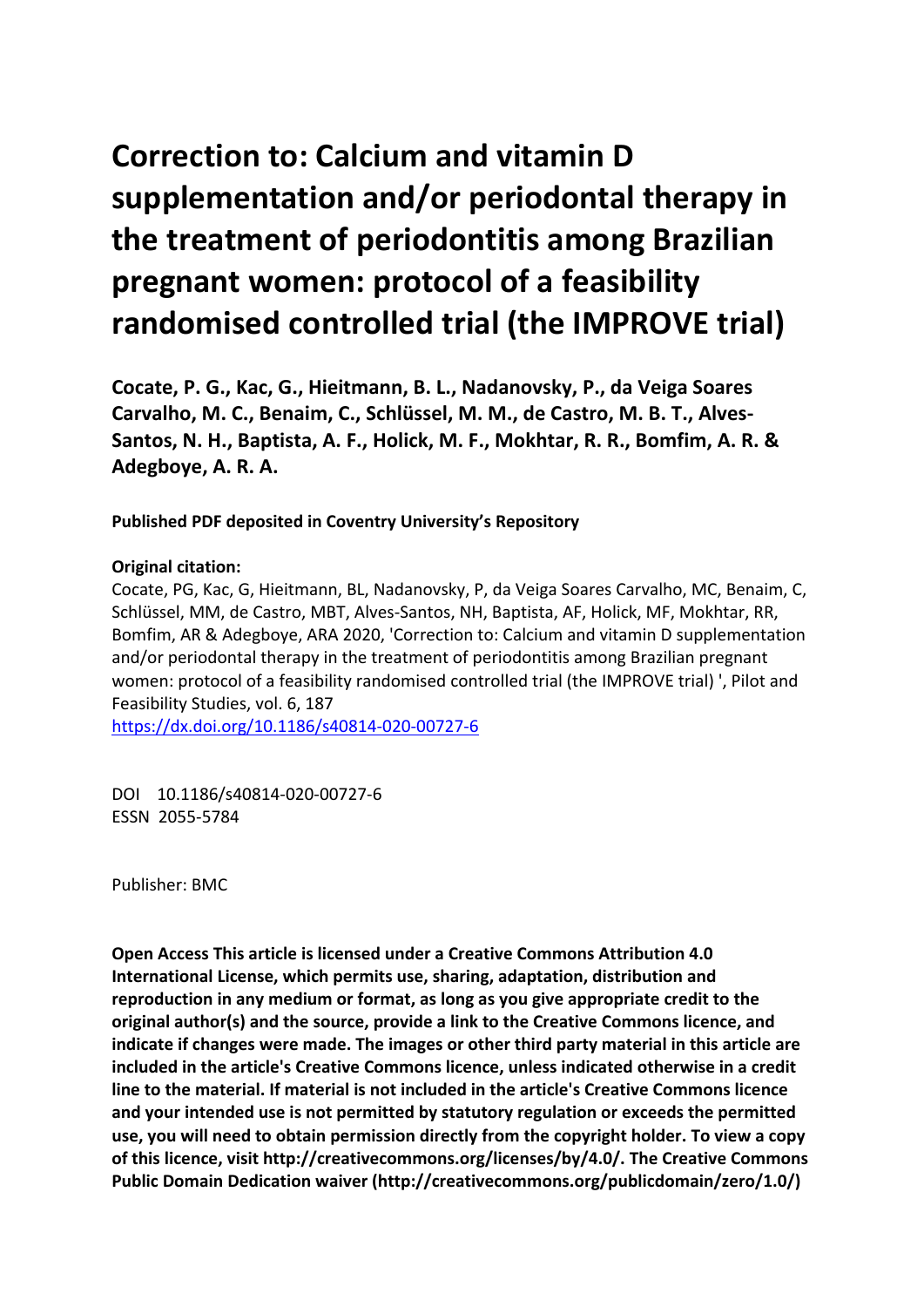# Correction to: Calcium and vitamin D supplementation and/or periodontal therapy in the treatment of periodontitis among Brazilian pregnant women: protocol of a feasibility randomised controlled trial (the IMPROVE trial)

**Cocate, P. G., Kac, G., Hieitmann, B. L., Nadanovsky, P., da Veiga Soares Carvalho, M. C., Benaim, C., Schlüssel, M. M., de Castro, M. B. T., Alves-Santos, N. H., Baptista, A. F., Holick, M. F., Mokhtar, R. R., Bomfim, A. R. & Adegboye, A. R. A.**

**Published PDF deposited in Coventry University's Repository**

**Original citation:**

Cocate, PG, Kac, G, Hieitmann, BL, Nadanovsky, P, da Veiga Soares Carvalho, MC, Benaim, C, Schlüssel, MM, de Castro, MBT, Alves-Santos, NH, Baptista, AF, Holick, MF, Mokhtar, RR, Bomfim, AR & Adegboye, ARA 2020, 'Correction to: Calcium and vitamin D supplementation and/or periodontal therapy in the treatment of periodontitis among Brazilian pregnant women: protocol of a feasibility randomised controlled trial (the IMPROVE trial) ', Pilot and Feasibility Studies, vol. 6, 187

https://dx.doi.org/10.1186/s40814-020-00727-6

DOI 10.1186/s40814-020-00727-6

ESSN 2055-5784

Publisher: BMC

**Open Access This article is licensed under a Creative Commons Attribution 4.0 International License, which permits use, sharing, adaptation, distribution and reproduction in any medium or format, as long as you give appropriate credit to the original author(s) and the source, provide a link to the Creative Commons licence, and indicate if changes were made. The images or other third party material in this article are included in the article's Creative Commons licence, unless indicated otherwise in a credit line to the material. If material is not included in the article's Creative Commons licence and your intended use is not permitted by statutory regulation or exceeds the permitted use, you will need to obtain permission directly from the copyright holder. To view a copy of this licence, visit http://creativecommons.org/licenses/by/4.0/. The Creative Commons Public Domain Dedication waiver (http://creativecommons.org/publicdomain/zero/1.0/)**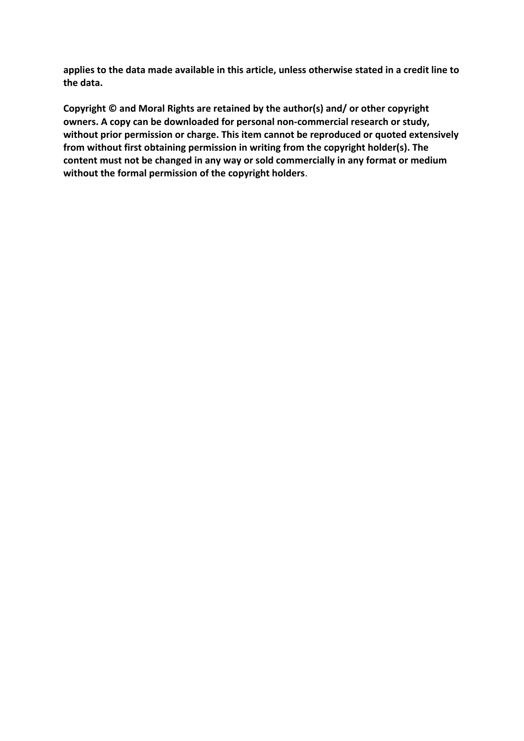**applies to the data made available in this article, unless otherwise stated in a credit line to the data.**

**Copyright © and Moral Rights are retained by the author(s) and/ or other copyright owners. A copy can be downloaded for personal non-commercial research or study, without prior permission or charge. This item cannot be reproduced or quoted extensively from without first obtaining permission in writing from the copyright holder(s). The content must not be changed in any way or sold commercially in any format or medium without the formal permission of the copyright holders**.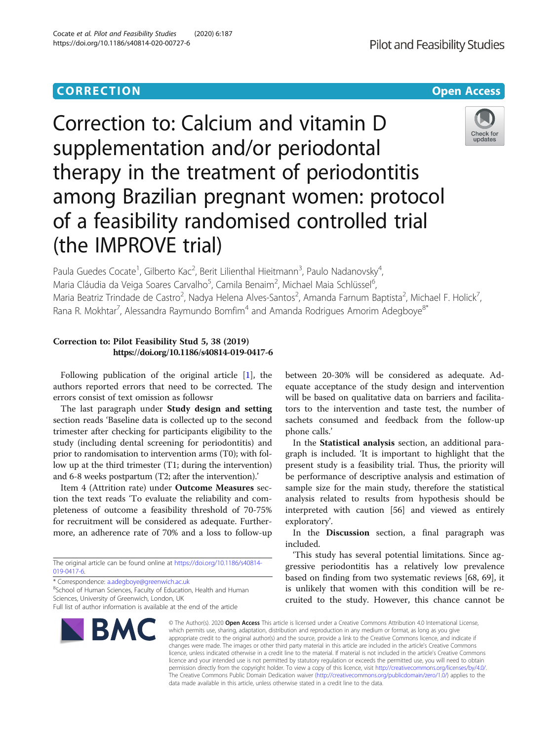# Correction to: Calcium and vitamin D supplementation and/or periodontal therapy in the treatment of periodontitis among Brazilian pregnant women: protocol of a feasibility randomised controlled trial (the IMPROVE trial)

Paula Guedes Cocate[1], Gilberto Kac[2], Berit Lilienthal Heitmann[3], Paulo Nadanovsky[4], Maria Cláudia da Veiga Soares Carvalho[5], Camila Benaim[2], Michael Maia Schlüssel[6], Maria Beatriz Trindade de Castro[2], Nadya Helena Alves-Santos[2], Amanda Farnum Baptista[2], Michael F. Holick[7], Rana R. Mokhtar[7], Alessandra Raymundo Bomfim[4] and Amanda Rodrigues Amorim Adegboye[8*]

**Correction to: Pilot Feasibility Stud 5, 38 (2019)**
**https://doi.org/10.1186/s40814-019-0417-6**

Following publication of the original article [1], the authors reported errors that need to be corrected. The errors consist of text omission as followsr

The last paragraph under **Study design and setting** section reads 'Baseline data is collected up to the second trimester after checking for participants eligibility to the study (including dental screening for periodontitis) and prior to randomisation to intervention arms (T0); with follow up at the third trimester (T1; during the intervention) and 6-8 weeks postpartum (T2; after the intervention).'

Item 4 (Attrition rate) under **Outcome Measures** section the text reads 'To evaluate the reliability and completeness of outcome a feasibility threshold of 70-75% for recruitment will be considered as adequate. Furthermore, an adherence rate of 70% and a loss to follow-up between 20-30% will be considered as adequate. Adequate acceptance of the study design and intervention will be based on qualitative data on barriers and facilitators to the intervention and taste test, the number of sachets consumed and feedback from the follow-up phone calls.'

In the **Statistical analysis** section, an additional paragraph is included. 'It is important to highlight that the present study is a feasibility trial. Thus, the priority will be performance of descriptive analysis and estimation of sample size for the main study, therefore the statistical analysis related to results from hypothesis should be interpreted with caution [56] and viewed as entirely exploratory'.

In the **Discussion** section, a final paragraph was included.

'This study has several potential limitations. Since aggressive periodontitis has a relatively low prevalence based on finding from two systematic reviews [68, 69], it is unlikely that women with this condition will be recruited to the study. However, this chance cannot be

The original article can be found online at https://doi.org/10.1186/s40814-019-0417-6.

\* Correspondence: a.adegboye@greenwich.ac.uk

[8]School of Human Sciences, Faculty of Education, Health and Human Sciences, University of Greenwich, London, UK

Full list of author information is available at the end of the article

© The Author(s). 2020 **Open Access** This article is licensed under a Creative Commons Attribution 4.0 International License, which permits use, sharing, adaptation, distribution and reproduction in any medium or format, as long as you give appropriate credit to the original author(s) and the source, provide a link to the Creative Commons licence, and indicate if changes were made. The images or other third party material in this article are included in the article's Creative Commons licence, unless indicated otherwise in a credit line to the material. If material is not included in the article's Creative Commons licence and your intended use is not permitted by statutory regulation or exceeds the permitted use, you will need to obtain permission directly from the copyright holder. To view a copy of this licence, visit http://creativecommons.org/licenses/by/4.0/. The Creative Commons Public Domain Dedication waiver (http://creativecommons.org/publicdomain/zero/1.0/) applies to the data made available in this article, unless otherwise stated in a credit line to the data.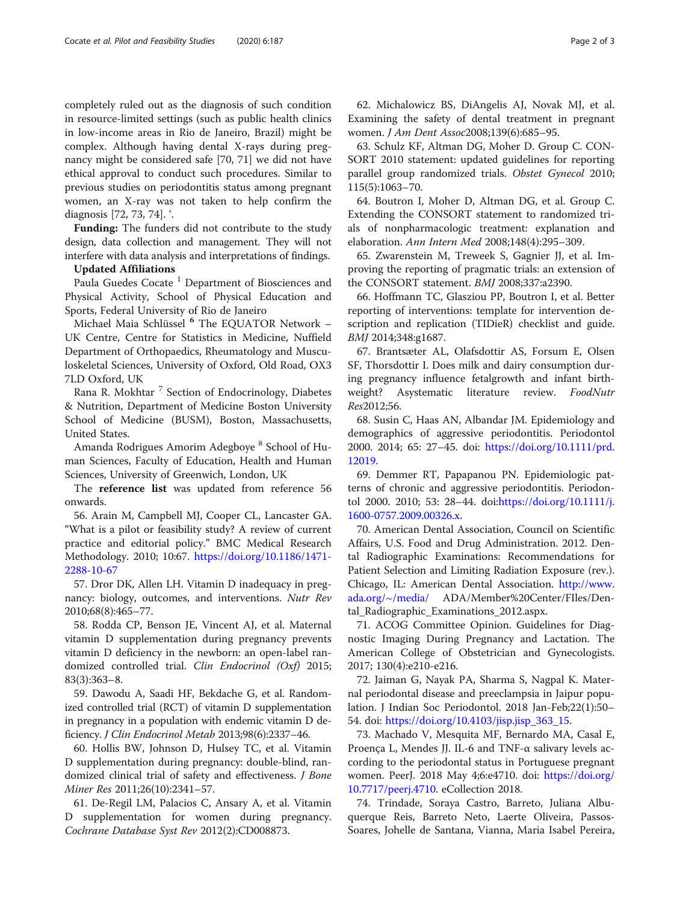completely ruled out as the diagnosis of such condition in resource-limited settings (such as public health clinics in low-income areas in Rio de Janeiro, Brazil) might be complex. Although having dental X-rays during pregnancy might be considered safe [70, 71] we did not have ethical approval to conduct such procedures. Similar to previous studies on periodontitis status among pregnant women, an X-ray was not taken to help confirm the diagnosis [72, 73, 74]. '.

**Funding:** The funders did not contribute to the study design, data collection and management. They will not interfere with data analysis and interpretations of findings.

**Updated Affiliations**

Paula Guedes Cocate [1] Department of Biosciences and Physical Activity, School of Physical Education and Sports, Federal University of Rio de Janeiro

Michael Maia Schlüssel [6] The EQUATOR Network – UK Centre, Centre for Statistics in Medicine, Nuffield Department of Orthopaedics, Rheumatology and Musculoskeletal Sciences, University of Oxford, Old Road, OX3 7LD Oxford, UK

Rana R. Mokhtar [7] Section of Endocrinology, Diabetes & Nutrition, Department of Medicine Boston University School of Medicine (BUSM), Boston, Massachusetts, United States.

Amanda Rodrigues Amorim Adegboye [8] School of Human Sciences, Faculty of Education, Health and Human Sciences, University of Greenwich, London, UK

The **reference list** was updated from reference 56 onwards.

56. Arain M, Campbell MJ, Cooper CL, Lancaster GA. "What is a pilot or feasibility study? A review of current practice and editorial policy." BMC Medical Research Methodology. 2010; 10:67. https://doi.org/10.1186/1471-2288-10-67

57. Dror DK, Allen LH. Vitamin D inadequacy in pregnancy: biology, outcomes, and interventions. *Nutr Rev* 2010;68(8):465–77.

58. Rodda CP, Benson JE, Vincent AJ, et al. Maternal vitamin D supplementation during pregnancy prevents vitamin D deficiency in the newborn: an open-label randomized controlled trial. *Clin Endocrinol (Oxf)* 2015; 83(3):363–8.

59. Dawodu A, Saadi HF, Bekdache G, et al. Randomized controlled trial (RCT) of vitamin D supplementation in pregnancy in a population with endemic vitamin D deficiency. *J Clin Endocrinol Metab* 2013;98(6):2337–46.

60. Hollis BW, Johnson D, Hulsey TC, et al. Vitamin D supplementation during pregnancy: double-blind, randomized clinical trial of safety and effectiveness. *J Bone Miner Res* 2011;26(10):2341–57.

61. De-Regil LM, Palacios C, Ansary A, et al. Vitamin D supplementation for women during pregnancy. *Cochrane Database Syst Rev* 2012(2):CD008873.

62. Michalowicz BS, DiAngelis AJ, Novak MJ, et al. Examining the safety of dental treatment in pregnant women. *J Am Dent Assoc*2008;139(6):685–95.

63. Schulz KF, Altman DG, Moher D. Group C. CONSORT 2010 statement: updated guidelines for reporting parallel group randomized trials. *Obstet Gynecol* 2010; 115(5):1063–70.

64. Boutron I, Moher D, Altman DG, et al. Group C. Extending the CONSORT statement to randomized trials of nonpharmacologic treatment: explanation and elaboration. *Ann Intern Med* 2008;148(4):295–309.

65. Zwarenstein M, Treweek S, Gagnier JJ, et al. Improving the reporting of pragmatic trials: an extension of the CONSORT statement. *BMJ* 2008;337:a2390.

66. Hoffmann TC, Glasziou PP, Boutron I, et al. Better reporting of interventions: template for intervention description and replication (TIDieR) checklist and guide. *BMJ* 2014;348:g1687.

67. Brantsæter AL, Olafsdottir AS, Forsum E, Olsen SF, Thorsdottir I. Does milk and dairy consumption during pregnancy influence fetalgrowth and infant birthweight? Asystematic literature review. *FoodNutr Res*2012;56.

68. Susin C, Haas AN, Albandar JM. Epidemiology and demographics of aggressive periodontitis. Periodontol 2000. 2014; 65: 27–45. doi: https://doi.org/10.1111/prd.12019.

69. Demmer RT, Papapanou PN. Epidemiologic patterns of chronic and aggressive periodontitis. Periodontol 2000. 2010; 53: 28–44. doi:https://doi.org/10.1111/j.1600-0757.2009.00326.x.

70. American Dental Association, Council on Scientific Affairs, U.S. Food and Drug Administration. 2012. Dental Radiographic Examinations: Recommendations for Patient Selection and Limiting Radiation Exposure (rev.). Chicago, IL: American Dental Association. http://www.ada.org/~/media/ ADA/Member%20Center/FIles/Dental_Radiographic_Examinations_2012.aspx.

71. ACOG Committee Opinion. Guidelines for Diagnostic Imaging During Pregnancy and Lactation. The American College of Obstetrician and Gynecologists. 2017; 130(4):e210-e216.

72. Jaiman G, Nayak PA, Sharma S, Nagpal K. Maternal periodontal disease and preeclampsia in Jaipur population. J Indian Soc Periodontol. 2018 Jan-Feb;22(1):50–54. doi: https://doi.org/10.4103/jisp.jisp_363_15.

73. Machado V, Mesquita MF, Bernardo MA, Casal E, Proença L, Mendes JJ. IL-6 and TNF-α salivary levels according to the periodontal status in Portuguese pregnant women. PeerJ. 2018 May 4;6:e4710. doi: https://doi.org/10.7717/peerj.4710. eCollection 2018.

74. Trindade, Soraya Castro, Barreto, Juliana Albuquerque Reis, Barreto Neto, Laerte Oliveira, Passos-Soares, Johelle de Santana, Vianna, Maria Isabel Pereira,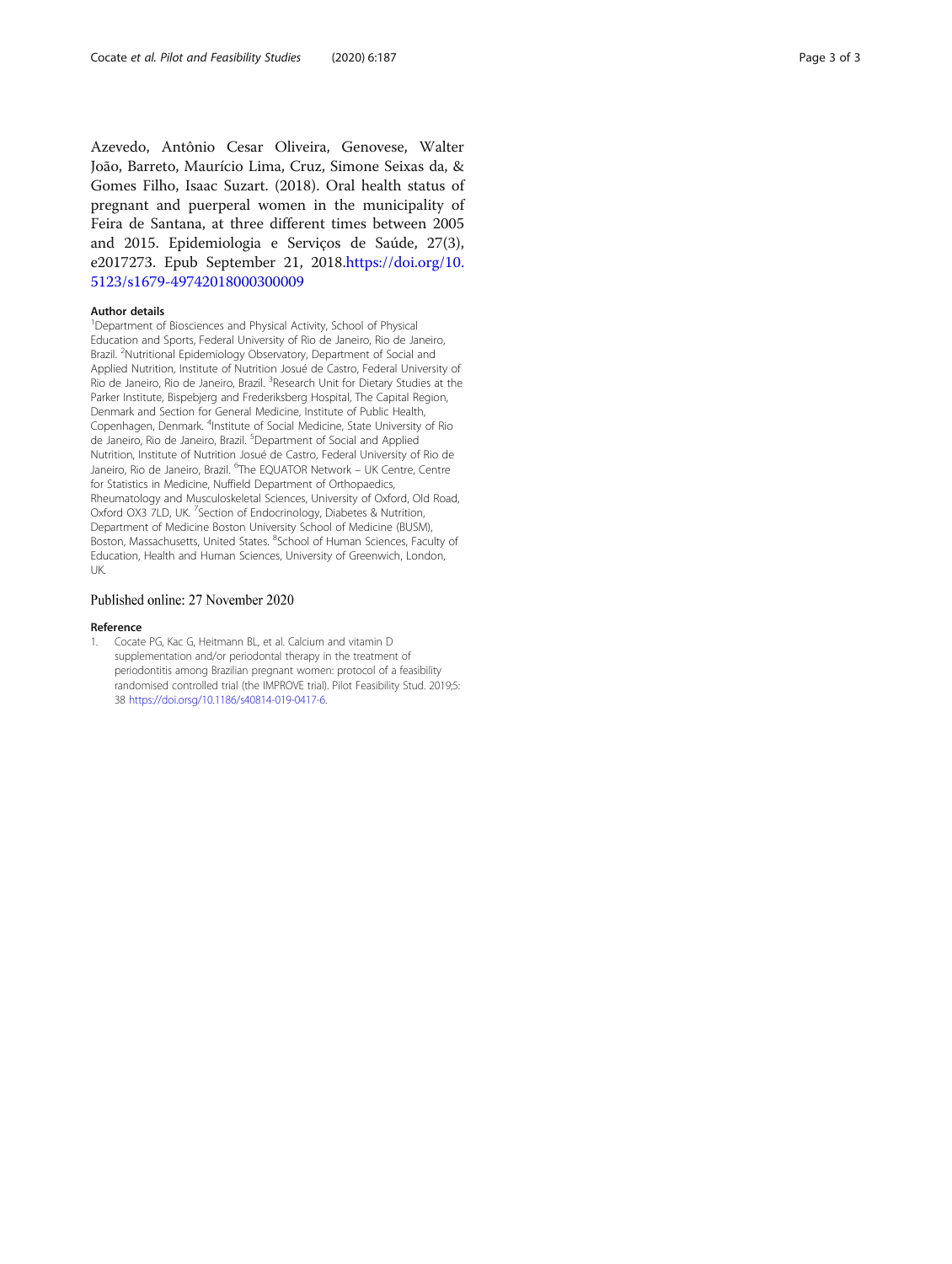Azevedo, Antônio Cesar Oliveira, Genovese, Walter João, Barreto, Maurício Lima, Cruz, Simone Seixas da, & Gomes Filho, Isaac Suzart. (2018). Oral health status of pregnant and puerperal women in the municipality of Feira de Santana, at three different times between 2005 and 2015. Epidemiologia e Serviços de Saúde, 27(3), e2017273. Epub September 21, 2018.https://doi.org/10.5123/s1679-49742018000300009

#### Author details

[1]Department of Biosciences and Physical Activity, School of Physical Education and Sports, Federal University of Rio de Janeiro, Rio de Janeiro, Brazil. [2]Nutritional Epidemiology Observatory, Department of Social and Applied Nutrition, Institute of Nutrition Josué de Castro, Federal University of Rio de Janeiro, Rio de Janeiro, Brazil. [3]Research Unit for Dietary Studies at the Parker Institute, Bispebjerg and Frederiksberg Hospital, The Capital Region, Denmark and Section for General Medicine, Institute of Public Health, Copenhagen, Denmark. [4]Institute of Social Medicine, State University of Rio de Janeiro, Rio de Janeiro, Brazil. [5]Department of Social and Applied Nutrition, Institute of Nutrition Josué de Castro, Federal University of Rio de Janeiro, Rio de Janeiro, Brazil. [6]The EQUATOR Network – UK Centre, Centre for Statistics in Medicine, Nuffield Department of Orthopaedics, Rheumatology and Musculoskeletal Sciences, University of Oxford, Old Road, Oxford OX3 7LD, UK. [7]Section of Endocrinology, Diabetes & Nutrition, Department of Medicine Boston University School of Medicine (BUSM), Boston, Massachusetts, United States. [8]School of Human Sciences, Faculty of Education, Health and Human Sciences, University of Greenwich, London, UK.

Published online: 27 November 2020

#### Reference

1. Cocate PG, Kac G, Heitmann BL, et al. Calcium and vitamin D supplementation and/or periodontal therapy in the treatment of periodontitis among Brazilian pregnant women: protocol of a feasibility randomised controlled trial (the IMPROVE trial). Pilot Feasibility Stud. 2019;5:38 https://doi.orsg/10.1186/s40814-019-0417-6.